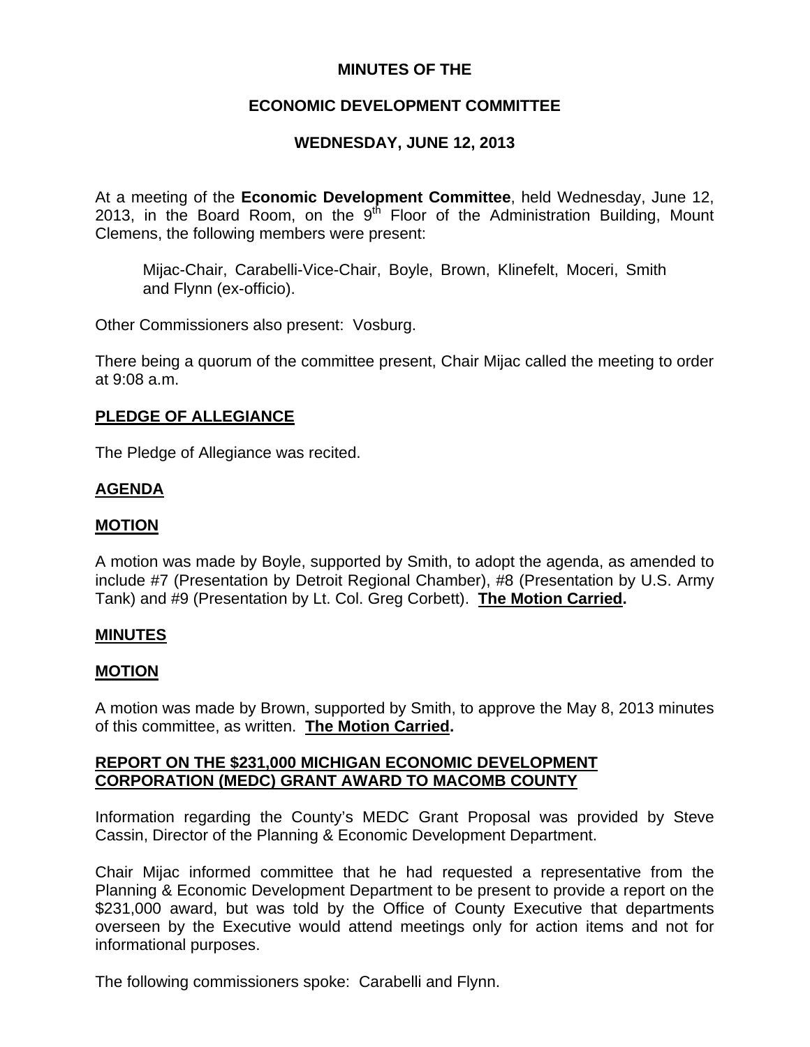# MINUTES OF THE

# ECONOMIC DEVELOPMENT COMMITTEE

# WEDNESDAY, JUNE 12, 2013

At a meeting of the **Economic Development Committee**, held Wednesday, June 12, 2013, in the Board Room, on the 9th Floor of the Administration Building, Mount Clemens, the following members were present:

> Mijac-Chair, Carabelli-Vice-Chair, Boyle, Brown, Klinefelt, Moceri, Smith and Flynn (ex-officio).

Other Commissioners also present: Vosburg.

There being a quorum of the committee present, Chair Mijac called the meeting to order at 9:08 a.m.

## PLEDGE OF ALLEGIANCE

The Pledge of Allegiance was recited.

## AGENDA

## MOTION

A motion was made by Boyle, supported by Smith, to adopt the agenda, as amended to include #7 (Presentation by Detroit Regional Chamber), #8 (Presentation by U.S. Army Tank) and #9 (Presentation by Lt. Col. Greg Corbett). **The Motion Carried.**

## MINUTES

## MOTION

A motion was made by Brown, supported by Smith, to approve the May 8, 2013 minutes of this committee, as written. **The Motion Carried.**

## REPORT ON THE $231,000 MICHIGAN ECONOMIC DEVELOPMENT CORPORATION (MEDC) GRANT AWARD TO MACOMB COUNTY

Information regarding the County's MEDC Grant Proposal was provided by Steve Cassin, Director of the Planning & Economic Development Department.

Chair Mijac informed committee that he had requested a representative from the Planning & Economic Development Department to be present to provide a report on the $231,000 award, but was told by the Office of County Executive that departments overseen by the Executive would attend meetings only for action items and not for informational purposes.

The following commissioners spoke: Carabelli and Flynn.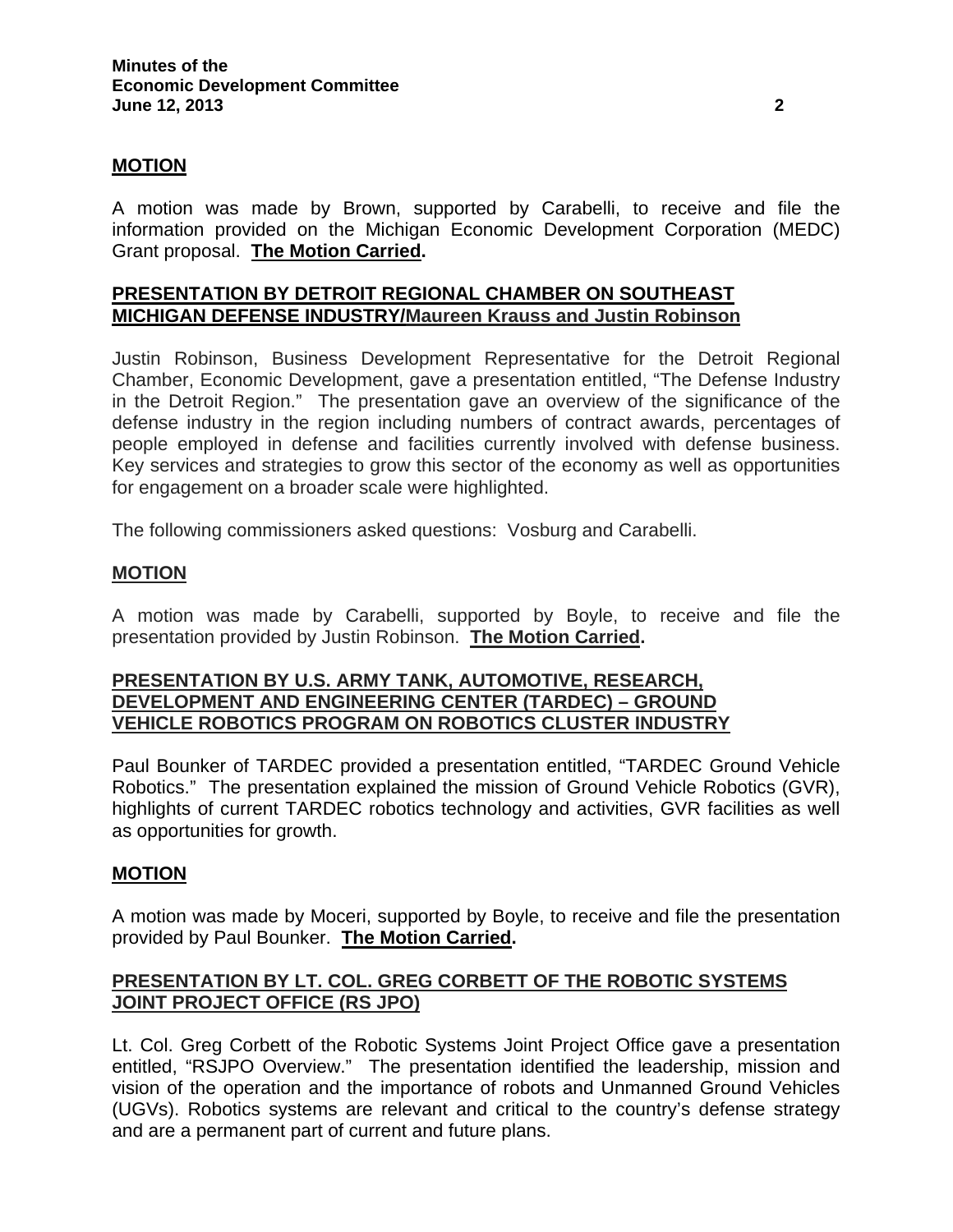**MOTION**

A motion was made by Brown, supported by Carabelli, to receive and file the information provided on the Michigan Economic Development Corporation (MEDC) Grant proposal. **The Motion Carried.**

**PRESENTATION BY DETROIT REGIONAL CHAMBER ON SOUTHEAST MICHIGAN DEFENSE INDUSTRY/Maureen Krauss and Justin Robinson**

Justin Robinson, Business Development Representative for the Detroit Regional Chamber, Economic Development, gave a presentation entitled, "The Defense Industry in the Detroit Region." The presentation gave an overview of the significance of the defense industry in the region including numbers of contract awards, percentages of people employed in defense and facilities currently involved with defense business. Key services and strategies to grow this sector of the economy as well as opportunities for engagement on a broader scale were highlighted.

The following commissioners asked questions: Vosburg and Carabelli.

**MOTION**

A motion was made by Carabelli, supported by Boyle, to receive and file the presentation provided by Justin Robinson. **The Motion Carried.**

**PRESENTATION BY U.S. ARMY TANK, AUTOMOTIVE, RESEARCH, DEVELOPMENT AND ENGINEERING CENTER (TARDEC) – GROUND VEHICLE ROBOTICS PROGRAM ON ROBOTICS CLUSTER INDUSTRY**

Paul Bounker of TARDEC provided a presentation entitled, "TARDEC Ground Vehicle Robotics." The presentation explained the mission of Ground Vehicle Robotics (GVR), highlights of current TARDEC robotics technology and activities, GVR facilities as well as opportunities for growth.

**MOTION**

A motion was made by Moceri, supported by Boyle, to receive and file the presentation provided by Paul Bounker. **The Motion Carried.**

**PRESENTATION BY LT. COL. GREG CORBETT OF THE ROBOTIC SYSTEMS JOINT PROJECT OFFICE (RS JPO)**

Lt. Col. Greg Corbett of the Robotic Systems Joint Project Office gave a presentation entitled, "RSJPO Overview." The presentation identified the leadership, mission and vision of the operation and the importance of robots and Unmanned Ground Vehicles (UGVs). Robotics systems are relevant and critical to the country's defense strategy and are a permanent part of current and future plans.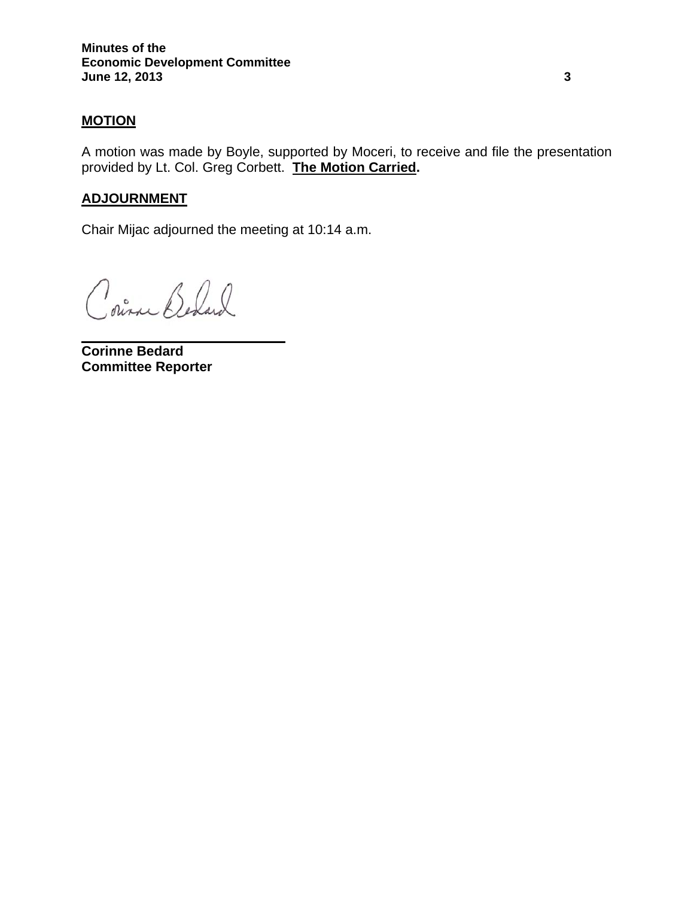## **MOTION**

A motion was made by Boyle, supported by Moceri, to receive and file the presentation provided by Lt. Col. Greg Corbett. **The Motion Carried.**

## **ADJOURNMENT**

Chair Mijac adjourned the meeting at 10:14 a.m.

**Corinne Bedard**
**Committee Reporter**